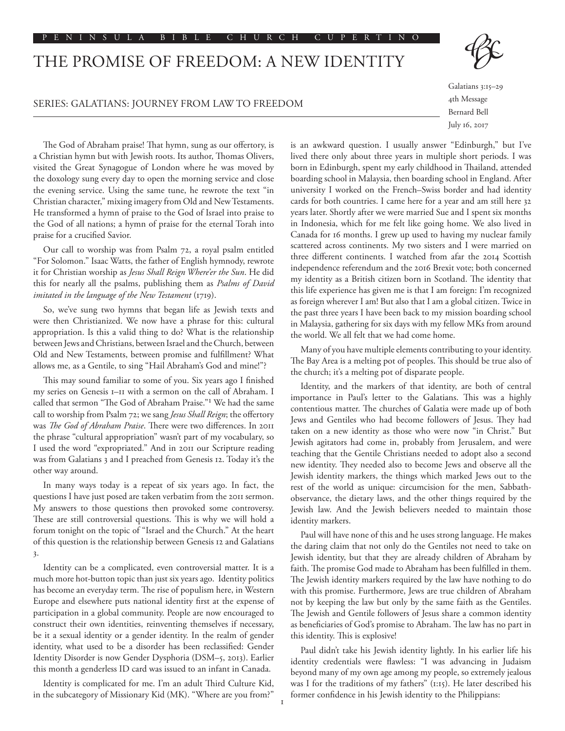PENINSULA BIBLE CHURCH CUPERTINO

# THE PROMISE OF FREEDOM: A NEW IDENTITY

SERIES: GALATIANS: JOURNEY FROM LAW TO FREEDOM

Galatians 3:15–29
4th Message
Bernard Bell
July 16, 2017

The God of Abraham praise! That hymn, sung as our offertory, is a Christian hymn but with Jewish roots. Its author, Thomas Olivers, visited the Great Synagogue of London where he was moved by the doxology sung every day to open the morning service and close the evening service. Using the same tune, he rewrote the text "in Christian character," mixing imagery from Old and New Testaments. He transformed a hymn of praise to the God of Israel into praise to the God of all nations; a hymn of praise for the eternal Torah into praise for a crucified Savior.

Our call to worship was from Psalm 72, a royal psalm entitled "For Solomon." Isaac Watts, the father of English hymnody, rewrote it for Christian worship as *Jesus Shall Reign Where'er the Sun*. He did this for nearly all the psalms, publishing them as *Psalms of David imitated in the language of the New Testament* (1719).

So, we've sung two hymns that began life as Jewish texts and were then Christianized. We now have a phrase for this: cultural appropriation. Is this a valid thing to do? What is the relationship between Jews and Christians, between Israel and the Church, between Old and New Testaments, between promise and fulfillment? What allows me, as a Gentile, to sing "Hail Abraham's God and mine!"?

This may sound familiar to some of you. Six years ago I finished my series on Genesis 1–11 with a sermon on the call of Abraham. I called that sermon "The God of Abraham Praise."[1] We had the same call to worship from Psalm 72; we sang *Jesus Shall Reign*; the offertory was *The God of Abraham Praise*. There were two differences. In 2011 the phrase "cultural appropriation" wasn't part of my vocabulary, so I used the word "expropriated." And in 2011 our Scripture reading was from Galatians 3 and I preached from Genesis 12. Today it's the other way around.

In many ways today is a repeat of six years ago. In fact, the questions I have just posed are taken verbatim from the 2011 sermon. My answers to those questions then provoked some controversy. These are still controversial questions. This is why we will hold a forum tonight on the topic of "Israel and the Church." At the heart of this question is the relationship between Genesis 12 and Galatians 3.

Identity can be a complicated, even controversial matter. It is a much more hot-button topic than just six years ago. Identity politics has become an everyday term. The rise of populism here, in Western Europe and elsewhere puts national identity first at the expense of participation in a global community. People are now encouraged to construct their own identities, reinventing themselves if necessary, be it a sexual identity or a gender identity. In the realm of gender identity, what used to be a disorder has been reclassified: Gender Identity Disorder is now Gender Dysphoria (DSM–5, 2013). Earlier this month a genderless ID card was issued to an infant in Canada.

Identity is complicated for me. I'm an adult Third Culture Kid, in the subcategory of Missionary Kid (MK). "Where are you from?" is an awkward question. I usually answer "Edinburgh," but I've lived there only about three years in multiple short periods. I was born in Edinburgh, spent my early childhood in Thailand, attended boarding school in Malaysia, then boarding school in England. After university I worked on the French–Swiss border and had identity cards for both countries. I came here for a year and am still here 32 years later. Shortly after we were married Sue and I spent six months in Indonesia, which for me felt like going home. We also lived in Canada for 16 months. I grew up used to having my nuclear family scattered across continents. My two sisters and I were married on three different continents. I watched from afar the 2014 Scottish independence referendum and the 2016 Brexit vote; both concerned my identity as a British citizen born in Scotland. The identity that this life experience has given me is that I am foreign: I'm recognized as foreign wherever I am! But also that I am a global citizen. Twice in the past three years I have been back to my mission boarding school in Malaysia, gathering for six days with my fellow MKs from around the world. We all felt that we had come home.

Many of you have multiple elements contributing to your identity. The Bay Area is a melting pot of peoples. This should be true also of the church; it's a melting pot of disparate people.

Identity, and the markers of that identity, are both of central importance in Paul's letter to the Galatians. This was a highly contentious matter. The churches of Galatia were made up of both Jews and Gentiles who had become followers of Jesus. They had taken on a new identity as those who were now "in Christ." But Jewish agitators had come in, probably from Jerusalem, and were teaching that the Gentile Christians needed to adopt also a second new identity. They needed also to become Jews and observe all the Jewish identity markers, the things which marked Jews out to the rest of the world as unique: circumcision for the men, Sabbath-observance, the dietary laws, and the other things required by the Jewish law. And the Jewish believers needed to maintain those identity markers.

Paul will have none of this and he uses strong language. He makes the daring claim that not only do the Gentiles not need to take on Jewish identity, but that they are already children of Abraham by faith. The promise God made to Abraham has been fulfilled in them. The Jewish identity markers required by the law have nothing to do with this promise. Furthermore, Jews are true children of Abraham not by keeping the law but only by the same faith as the Gentiles. The Jewish and Gentile followers of Jesus share a common identity as beneficiaries of God's promise to Abraham. The law has no part in this identity. This is explosive!

Paul didn't take his Jewish identity lightly. In his earlier life his identity credentials were flawless: "I was advancing in Judaism beyond many of my own age among my people, so extremely jealous was I for the traditions of my fathers" (1:15). He later described his former confidence in his Jewish identity to the Philippians: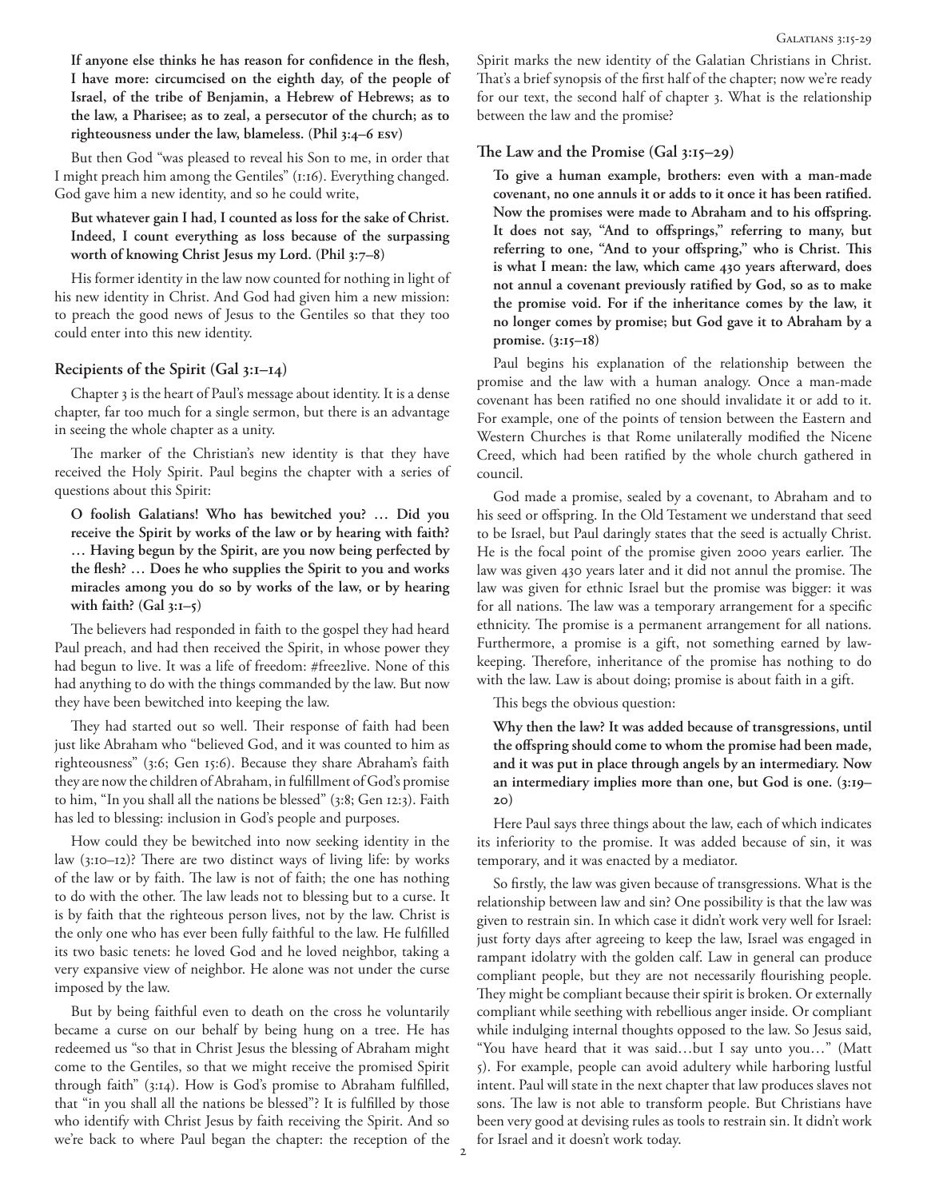**If anyone else thinks he has reason for confidence in the flesh, I have more: circumcised on the eighth day, of the people of Israel, of the tribe of Benjamin, a Hebrew of Hebrews; as to the law, a Pharisee; as to zeal, a persecutor of the church; as to righteousness under the law, blameless. (Phil 3:4–6 ESV)**

But then God "was pleased to reveal his Son to me, in order that I might preach him among the Gentiles" (1:16). Everything changed. God gave him a new identity, and so he could write,

**But whatever gain I had, I counted as loss for the sake of Christ. Indeed, I count everything as loss because of the surpassing worth of knowing Christ Jesus my Lord. (Phil 3:7–8)**

His former identity in the law now counted for nothing in light of his new identity in Christ. And God had given him a new mission: to preach the good news of Jesus to the Gentiles so that they too could enter into this new identity.

### Recipients of the Spirit (Gal 3:1–14)

Chapter 3 is the heart of Paul's message about identity. It is a dense chapter, far too much for a single sermon, but there is an advantage in seeing the whole chapter as a unity.

The marker of the Christian's new identity is that they have received the Holy Spirit. Paul begins the chapter with a series of questions about this Spirit:

**O foolish Galatians! Who has bewitched you? … Did you receive the Spirit by works of the law or by hearing with faith? … Having begun by the Spirit, are you now being perfected by the flesh? … Does he who supplies the Spirit to you and works miracles among you do so by works of the law, or by hearing with faith? (Gal 3:1–5)**

The believers had responded in faith to the gospel they had heard Paul preach, and had then received the Spirit, in whose power they had begun to live. It was a life of freedom: #free2live. None of this had anything to do with the things commanded by the law. But now they have been bewitched into keeping the law.

They had started out so well. Their response of faith had been just like Abraham who "believed God, and it was counted to him as righteousness" (3:6; Gen 15:6). Because they share Abraham's faith they are now the children of Abraham, in fulfillment of God's promise to him, "In you shall all the nations be blessed" (3:8; Gen 12:3). Faith has led to blessing: inclusion in God's people and purposes.

How could they be bewitched into now seeking identity in the law (3:10–12)? There are two distinct ways of living life: by works of the law or by faith. The law is not of faith; the one has nothing to do with the other. The law leads not to blessing but to a curse. It is by faith that the righteous person lives, not by the law. Christ is the only one who has ever been fully faithful to the law. He fulfilled its two basic tenets: he loved God and he loved neighbor, taking a very expansive view of neighbor. He alone was not under the curse imposed by the law.

But by being faithful even to death on the cross he voluntarily became a curse on our behalf by being hung on a tree. He has redeemed us "so that in Christ Jesus the blessing of Abraham might come to the Gentiles, so that we might receive the promised Spirit through faith" (3:14). How is God's promise to Abraham fulfilled, that "in you shall all the nations be blessed"? It is fulfilled by those who identify with Christ Jesus by faith receiving the Spirit. And so we're back to where Paul began the chapter: the reception of the Spirit marks the new identity of the Galatian Christians in Christ. That's a brief synopsis of the first half of the chapter; now we're ready for our text, the second half of chapter 3. What is the relationship between the law and the promise?

### The Law and the Promise (Gal 3:15–29)

**To give a human example, brothers: even with a man-made covenant, no one annuls it or adds to it once it has been ratified. Now the promises were made to Abraham and to his offspring. It does not say, "And to offsprings," referring to many, but referring to one, "And to your offspring," who is Christ. This is what I mean: the law, which came 430 years afterward, does not annul a covenant previously ratified by God, so as to make the promise void. For if the inheritance comes by the law, it no longer comes by promise; but God gave it to Abraham by a promise. (3:15–18)**

Paul begins his explanation of the relationship between the promise and the law with a human analogy. Once a man-made covenant has been ratified no one should invalidate it or add to it. For example, one of the points of tension between the Eastern and Western Churches is that Rome unilaterally modified the Nicene Creed, which had been ratified by the whole church gathered in council.

God made a promise, sealed by a covenant, to Abraham and to his seed or offspring. In the Old Testament we understand that seed to be Israel, but Paul daringly states that the seed is actually Christ. He is the focal point of the promise given 2000 years earlier. The law was given 430 years later and it did not annul the promise. The law was given for ethnic Israel but the promise was bigger: it was for all nations. The law was a temporary arrangement for a specific ethnicity. The promise is a permanent arrangement for all nations. Furthermore, a promise is a gift, not something earned by law-keeping. Therefore, inheritance of the promise has nothing to do with the law. Law is about doing; promise is about faith in a gift.

This begs the obvious question:

**Why then the law? It was added because of transgressions, until the offspring should come to whom the promise had been made, and it was put in place through angels by an intermediary. Now an intermediary implies more than one, but God is one. (3:19–20)**

Here Paul says three things about the law, each of which indicates its inferiority to the promise. It was added because of sin, it was temporary, and it was enacted by a mediator.

So firstly, the law was given because of transgressions. What is the relationship between law and sin? One possibility is that the law was given to restrain sin. In which case it didn't work very well for Israel: just forty days after agreeing to keep the law, Israel was engaged in rampant idolatry with the golden calf. Law in general can produce compliant people, but they are not necessarily flourishing people. They might be compliant because their spirit is broken. Or externally compliant while seething with rebellious anger inside. Or compliant while indulging internal thoughts opposed to the law. So Jesus said, "You have heard that it was said…but I say unto you…" (Matt 5). For example, people can avoid adultery while harboring lustful intent. Paul will state in the next chapter that law produces slaves not sons. The law is not able to transform people. But Christians have been very good at devising rules as tools to restrain sin. It didn't work for Israel and it doesn't work today.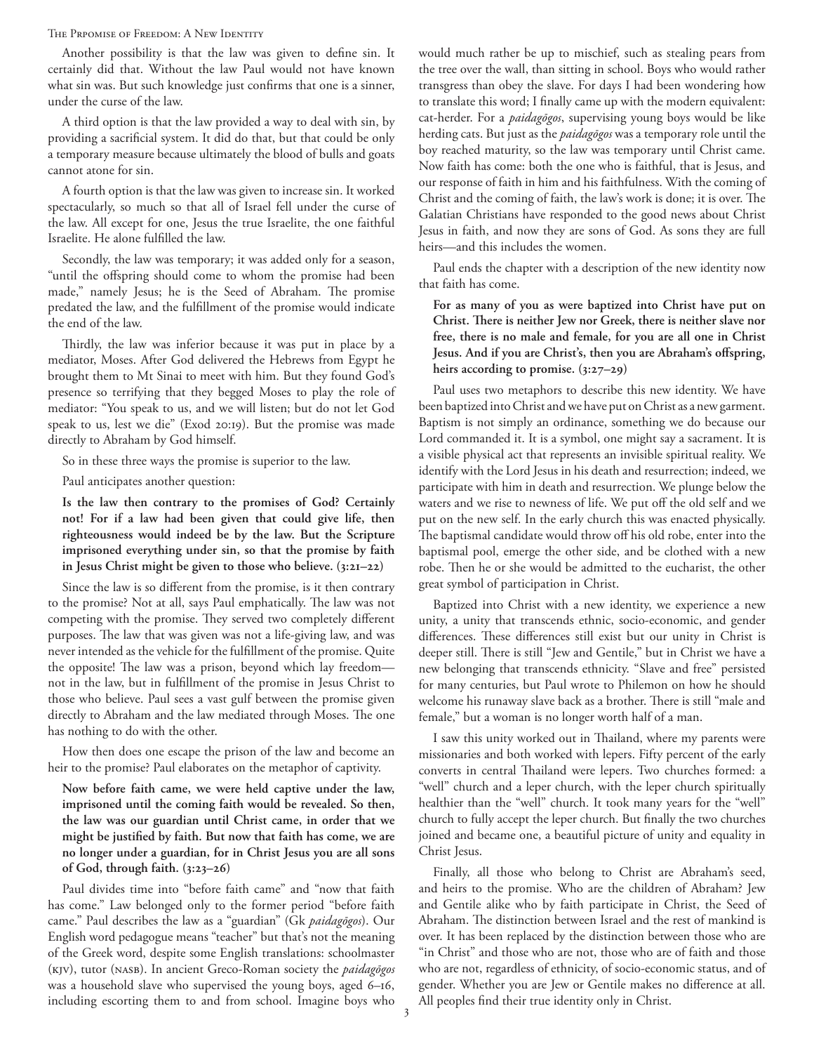Another possibility is that the law was given to define sin. It certainly did that. Without the law Paul would not have known what sin was. But such knowledge just confirms that one is a sinner, under the curse of the law.

A third option is that the law provided a way to deal with sin, by providing a sacrificial system. It did do that, but that could be only a temporary measure because ultimately the blood of bulls and goats cannot atone for sin.

A fourth option is that the law was given to increase sin. It worked spectacularly, so much so that all of Israel fell under the curse of the law. All except for one, Jesus the true Israelite, the one faithful Israelite. He alone fulfilled the law.

Secondly, the law was temporary; it was added only for a season, "until the offspring should come to whom the promise had been made," namely Jesus; he is the Seed of Abraham. The promise predated the law, and the fulfillment of the promise would indicate the end of the law.

Thirdly, the law was inferior because it was put in place by a mediator, Moses. After God delivered the Hebrews from Egypt he brought them to Mt Sinai to meet with him. But they found God's presence so terrifying that they begged Moses to play the role of mediator: "You speak to us, and we will listen; but do not let God speak to us, lest we die" (Exod 20:19). But the promise was made directly to Abraham by God himself.

So in these three ways the promise is superior to the law.

Paul anticipates another question:

**Is the law then contrary to the promises of God? Certainly not! For if a law had been given that could give life, then righteousness would indeed be by the law. But the Scripture imprisoned everything under sin, so that the promise by faith in Jesus Christ might be given to those who believe. (3:21–22)**

Since the law is so different from the promise, is it then contrary to the promise? Not at all, says Paul emphatically. The law was not competing with the promise. They served two completely different purposes. The law that was given was not a life-giving law, and was never intended as the vehicle for the fulfillment of the promise. Quite the opposite! The law was a prison, beyond which lay freedom—not in the law, but in fulfillment of the promise in Jesus Christ to those who believe. Paul sees a vast gulf between the promise given directly to Abraham and the law mediated through Moses. The one has nothing to do with the other.

How then does one escape the prison of the law and become an heir to the promise? Paul elaborates on the metaphor of captivity.

**Now before faith came, we were held captive under the law, imprisoned until the coming faith would be revealed. So then, the law was our guardian until Christ came, in order that we might be justified by faith. But now that faith has come, we are no longer under a guardian, for in Christ Jesus you are all sons of God, through faith. (3:23–26)**

Paul divides time into "before faith came" and "now that faith has come." Law belonged only to the former period "before faith came." Paul describes the law as a "guardian" (Gk *paidagōgos*). Our English word pedagogue means "teacher" but that's not the meaning of the Greek word, despite some English translations: schoolmaster (KJV), tutor (NASB). In ancient Greco-Roman society the *paidagōgos* was a household slave who supervised the young boys, aged 6–16, including escorting them to and from school. Imagine boys who would much rather be up to mischief, such as stealing pears from the tree over the wall, than sitting in school. Boys who would rather transgress than obey the slave. For days I had been wondering how to translate this word; I finally came up with the modern equivalent: cat-herder. For a *paidagōgos*, supervising young boys would be like herding cats. But just as the *paidagōgos* was a temporary role until the boy reached maturity, so the law was temporary until Christ came. Now faith has come: both the one who is faithful, that is Jesus, and our response of faith in him and his faithfulness. With the coming of Christ and the coming of faith, the law's work is done; it is over. The Galatian Christians have responded to the good news about Christ Jesus in faith, and now they are sons of God. As sons they are full heirs—and this includes the women.

Paul ends the chapter with a description of the new identity now that faith has come.

**For as many of you as were baptized into Christ have put on Christ. There is neither Jew nor Greek, there is neither slave nor free, there is no male and female, for you are all one in Christ Jesus. And if you are Christ's, then you are Abraham's offspring, heirs according to promise. (3:27–29)**

Paul uses two metaphors to describe this new identity. We have been baptized into Christ and we have put on Christ as a new garment. Baptism is not simply an ordinance, something we do because our Lord commanded it. It is a symbol, one might say a sacrament. It is a visible physical act that represents an invisible spiritual reality. We identify with the Lord Jesus in his death and resurrection; indeed, we participate with him in death and resurrection. We plunge below the waters and we rise to newness of life. We put off the old self and we put on the new self. In the early church this was enacted physically. The baptismal candidate would throw off his old robe, enter into the baptismal pool, emerge the other side, and be clothed with a new robe. Then he or she would be admitted to the eucharist, the other great symbol of participation in Christ.

Baptized into Christ with a new identity, we experience a new unity, a unity that transcends ethnic, socio-economic, and gender differences. These differences still exist but our unity in Christ is deeper still. There is still "Jew and Gentile," but in Christ we have a new belonging that transcends ethnicity. "Slave and free" persisted for many centuries, but Paul wrote to Philemon on how he should welcome his runaway slave back as a brother. There is still "male and female," but a woman is no longer worth half of a man.

I saw this unity worked out in Thailand, where my parents were missionaries and both worked with lepers. Fifty percent of the early converts in central Thailand were lepers. Two churches formed: a "well" church and a leper church, with the leper church spiritually healthier than the "well" church. It took many years for the "well" church to fully accept the leper church. But finally the two churches joined and became one, a beautiful picture of unity and equality in Christ Jesus.

Finally, all those who belong to Christ are Abraham's seed, and heirs to the promise. Who are the children of Abraham? Jew and Gentile alike who by faith participate in Christ, the Seed of Abraham. The distinction between Israel and the rest of mankind is over. It has been replaced by the distinction between those who are "in Christ" and those who are not, those who are of faith and those who are not, regardless of ethnicity, of socio-economic status, and of gender. Whether you are Jew or Gentile makes no difference at all. All peoples find their true identity only in Christ.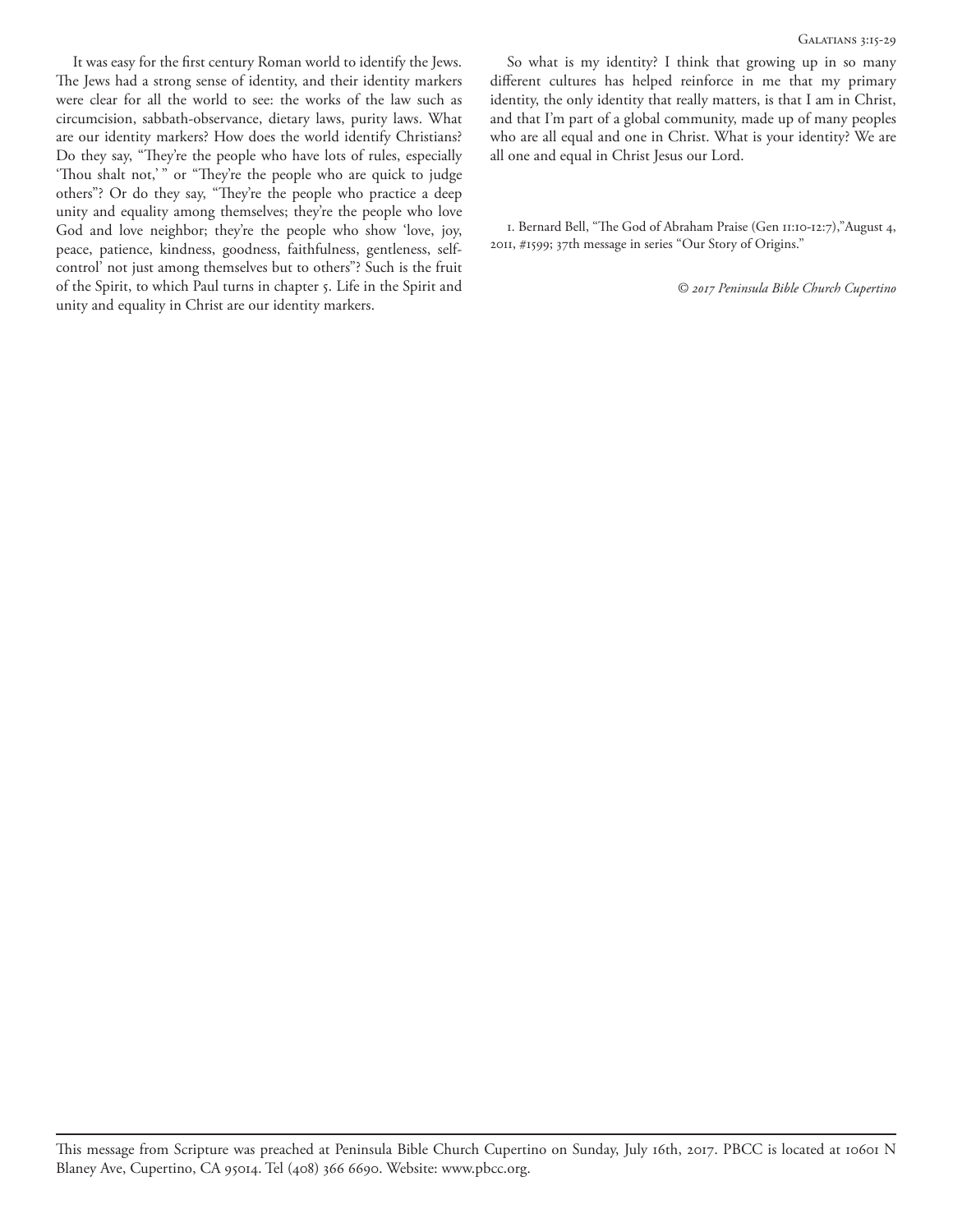It was easy for the first century Roman world to identify the Jews. The Jews had a strong sense of identity, and their identity markers were clear for all the world to see: the works of the law such as circumcision, sabbath-observance, dietary laws, purity laws. What are our identity markers? How does the world identify Christians? Do they say, "They're the people who have lots of rules, especially 'Thou shalt not,' " or "They're the people who are quick to judge others"? Or do they say, "They're the people who practice a deep unity and equality among themselves; they're the people who love God and love neighbor; they're the people who show 'love, joy, peace, patience, kindness, goodness, faithfulness, gentleness, self-control' not just among themselves but to others"? Such is the fruit of the Spirit, to which Paul turns in chapter 5. Life in the Spirit and unity and equality in Christ are our identity markers.

So what is my identity? I think that growing up in so many different cultures has helped reinforce in me that my primary identity, the only identity that really matters, is that I am in Christ, and that I'm part of a global community, made up of many peoples who are all equal and one in Christ. What is your identity? We are all one and equal in Christ Jesus our Lord.

1. Bernard Bell, "The God of Abraham Praise (Gen 11:10-12:7)," August 4, 2011, #1599; 37th message in series "Our Story of Origins."

*© 2017 Peninsula Bible Church Cupertino*

This message from Scripture was preached at Peninsula Bible Church Cupertino on Sunday, July 16th, 2017. PBCC is located at 10601 N Blaney Ave, Cupertino, CA 95014. Tel (408) 366 6690. Website: www.pbcc.org.